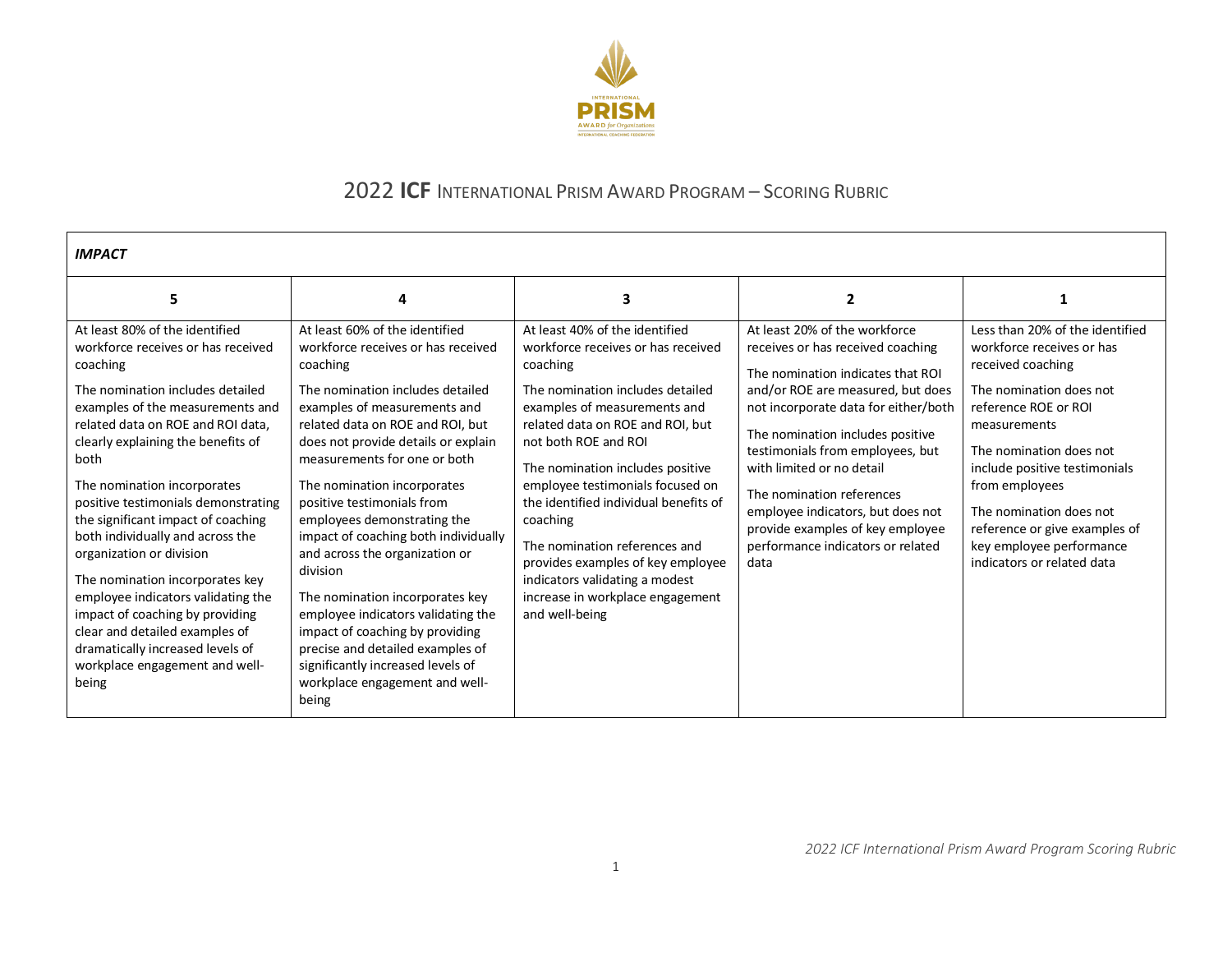# 2022 **ICF** INTERNATIONAL PRISM AWARD PROGRAM – SCORING RUBRIC

| ***IMPACT*** | | | | |
|---|---|---|---|---|
| **5** | **4** | **3** | **2** | **1** |
| At least 80% of the identified workforce receives or has received coaching<br><br>The nomination includes detailed examples of the measurements and related data on ROE and ROI data, clearly explaining the benefits of both<br><br>The nomination incorporates positive testimonials demonstrating the significant impact of coaching both individually and across the organization or division<br><br>The nomination incorporates key employee indicators validating the impact of coaching by providing clear and detailed examples of dramatically increased levels of workplace engagement and well-being | At least 60% of the identified workforce receives or has received coaching<br><br>The nomination includes detailed examples of measurements and related data on ROE and ROI, but does not provide details or explain measurements for one or both<br><br>The nomination incorporates positive testimonials from employees demonstrating the impact of coaching both individually and across the organization or division<br><br>The nomination incorporates key employee indicators validating the impact of coaching by providing precise and detailed examples of significantly increased levels of workplace engagement and well-being | At least 40% of the identified workforce receives or has received coaching<br><br>The nomination includes detailed examples of measurements and related data on ROE and ROI, but not both ROE and ROI<br><br>The nomination includes positive employee testimonials focused on the identified individual benefits of coaching<br><br>The nomination references and provides examples of key employee indicators validating a modest increase in workplace engagement and well-being | At least 20% of the workforce receives or has received coaching<br><br>The nomination indicates that ROI and/or ROE are measured, but does not incorporate data for either/both<br><br>The nomination includes positive testimonials from employees, but with limited or no detail<br><br>The nomination references employee indicators, but does not provide examples of key employee performance indicators or related data | Less than 20% of the identified workforce receives or has received coaching<br><br>The nomination does not reference ROE or ROI measurements<br><br>The nomination does not include positive testimonials from employees<br><br>The nomination does not reference or give examples of key employee performance indicators or related data |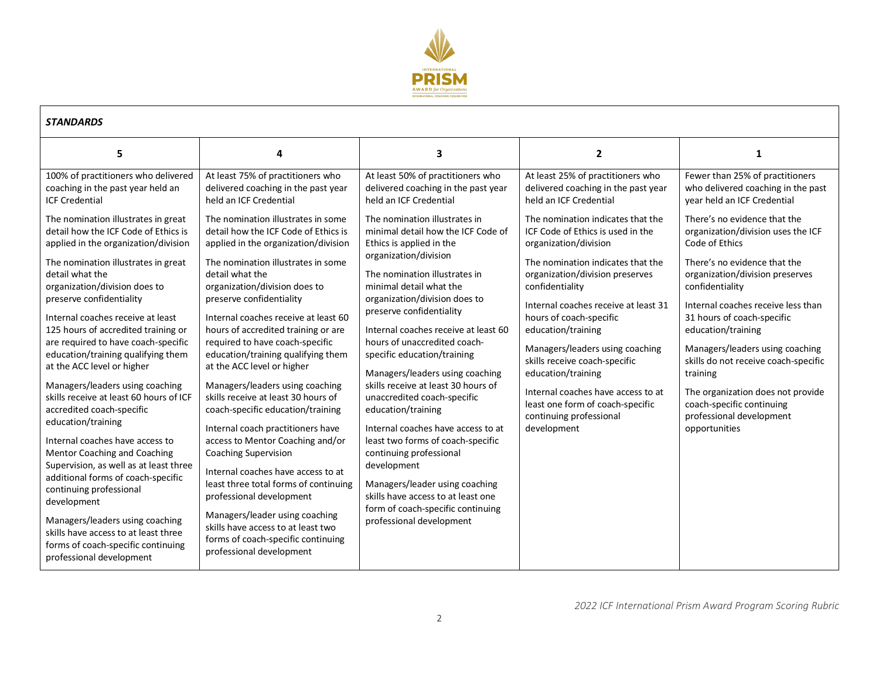| STANDARDS | | | | |
|---|---|---|---|---|
| **5** | **4** | **3** | **2** | **1** |
| 100% of practitioners who delivered coaching in the past year held an ICF Credential<br><br>The nomination illustrates in great detail how the ICF Code of Ethics is applied in the organization/division<br><br>The nomination illustrates in great detail what the organization/division does to preserve confidentiality<br><br>Internal coaches receive at least 125 hours of accredited training or are required to have coach-specific education/training qualifying them at the ACC level or higher<br><br>Managers/leaders using coaching skills receive at least 60 hours of ICF accredited coach-specific education/training<br><br>Internal coaches have access to Mentor Coaching and Coaching Supervision, as well as at least three additional forms of coach-specific continuing professional development<br><br>Managers/leaders using coaching skills have access to at least three forms of coach-specific continuing professional development | At least 75% of practitioners who delivered coaching in the past year held an ICF Credential<br><br>The nomination illustrates in some detail how the ICF Code of Ethics is applied in the organization/division<br><br>The nomination illustrates in some detail what the organization/division does to preserve confidentiality<br><br>Internal coaches receive at least 60 hours of accredited training or are required to have coach-specific education/training qualifying them at the ACC level or higher<br><br>Managers/leaders using coaching skills receive at least 30 hours of coach-specific education/training<br><br>Internal coach practitioners have access to Mentor Coaching and/or Coaching Supervision<br><br>Internal coaches have access to at least three total forms of continuing professional development<br><br>Managers/leader using coaching skills have access to at least two forms of coach-specific continuing professional development | At least 50% of practitioners who delivered coaching in the past year held an ICF Credential<br><br>The nomination illustrates in minimal detail how the ICF Code of Ethics is applied in the organization/division<br><br>The nomination illustrates in minimal detail what the organization/division does to preserve confidentiality<br><br>Internal coaches receive at least 60 hours of unaccredited coach-specific education/training<br><br>Managers/leaders using coaching skills receive at least 30 hours of unaccredited coach-specific education/training<br><br>Internal coaches have access to at least two forms of coach-specific continuing professional development<br><br>Managers/leader using coaching skills have access to at least one form of coach-specific continuing professional development | At least 25% of practitioners who delivered coaching in the past year held an ICF Credential<br><br>The nomination indicates that the ICF Code of Ethics is used in the organization/division<br><br>The nomination indicates that the organization/division preserves confidentiality<br><br>Internal coaches receive at least 31 hours of coach-specific education/training<br><br>Managers/leaders using coaching skills receive coach-specific education/training<br><br>Internal coaches have access to at least one form of coach-specific continuing professional development | Fewer than 25% of practitioners who delivered coaching in the past year held an ICF Credential<br><br>There's no evidence that the organization/division uses the ICF Code of Ethics<br><br>There's no evidence that the organization/division preserves confidentiality<br><br>Internal coaches receive less than 31 hours of coach-specific education/training<br><br>Managers/leaders using coaching skills do not receive coach-specific training<br><br>The organization does not provide coach-specific continuing professional development opportunities |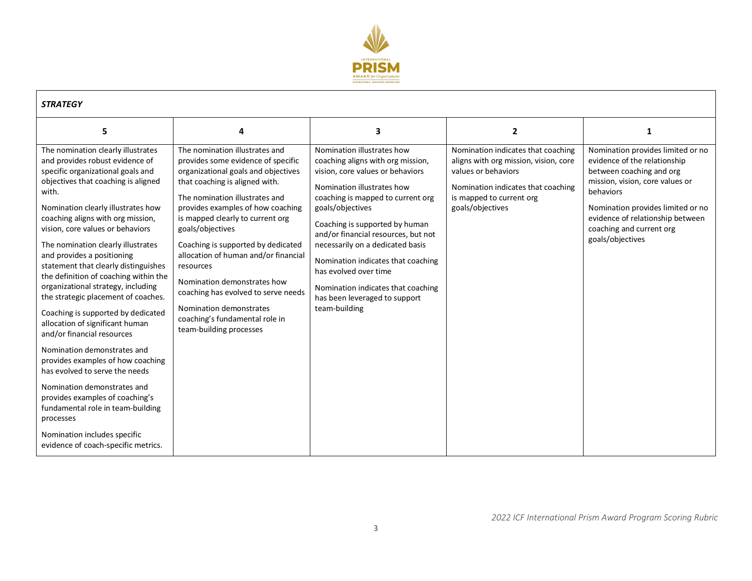| STRATEGY | | | | |
|---|---|---|---|---|
| **5** | **4** | **3** | **2** | **1** |
| The nomination clearly illustrates and provides robust evidence of specific organizational goals and objectives that coaching is aligned with.<br><br>Nomination clearly illustrates how coaching aligns with org mission, vision, core values or behaviors<br><br>The nomination clearly illustrates and provides a positioning statement that clearly distinguishes the definition of coaching within the organizational strategy, including the strategic placement of coaches.<br><br>Coaching is supported by dedicated allocation of significant human and/or financial resources<br><br>Nomination demonstrates and provides examples of how coaching has evolved to serve the needs<br><br>Nomination demonstrates and provides examples of coaching's fundamental role in team-building processes<br><br>Nomination includes specific evidence of coach-specific metrics. | The nomination illustrates and provides some evidence of specific organizational goals and objectives that coaching is aligned with.<br><br>The nomination illustrates and provides examples of how coaching is mapped clearly to current org goals/objectives<br><br>Coaching is supported by dedicated allocation of human and/or financial resources<br><br>Nomination demonstrates how coaching has evolved to serve needs<br><br>Nomination demonstrates coaching's fundamental role in team-building processes | Nomination illustrates how coaching aligns with org mission, vision, core values or behaviors<br><br>Nomination illustrates how coaching is mapped to current org goals/objectives<br><br>Coaching is supported by human and/or financial resources, but not necessarily on a dedicated basis<br><br>Nomination indicates that coaching has evolved over time<br><br>Nomination indicates that coaching has been leveraged to support team-building | Nomination indicates that coaching aligns with org mission, vision, core values or behaviors<br><br>Nomination indicates that coaching is mapped to current org goals/objectives | Nomination provides limited or no evidence of the relationship between coaching and org mission, vision, core values or behaviors<br><br>Nomination provides limited or no evidence of relationship between coaching and current org goals/objectives |

*2022 ICF International Prism Award Program Scoring Rubric*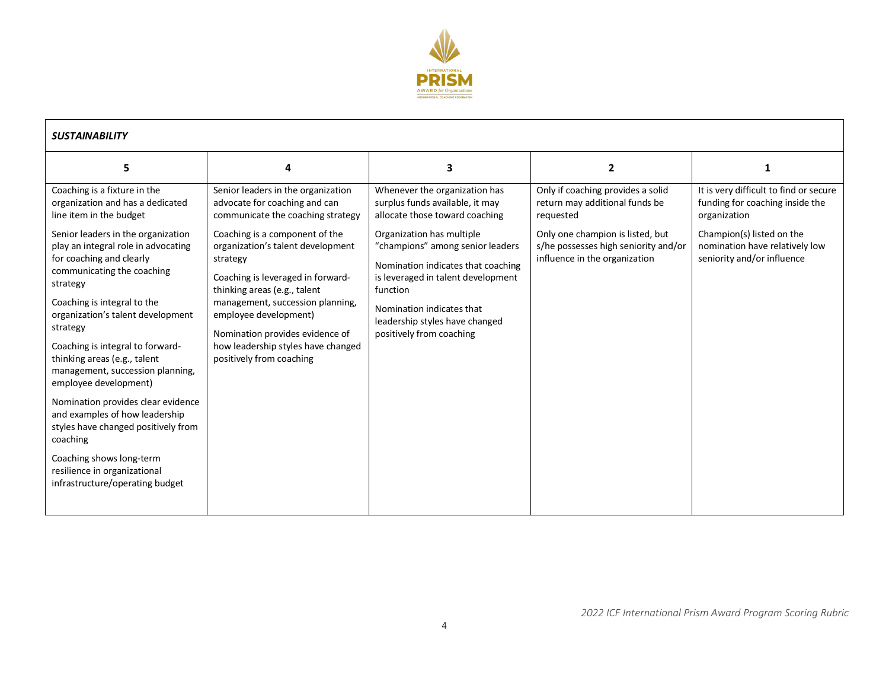***SUSTAINABILITY***

| 5 | 4 | 3 | 2 | 1 |
|---|---|---|---|---|
| Coaching is a fixture in the organization and has a dedicated line item in the budget<br><br>Senior leaders in the organization play an integral role in advocating for coaching and clearly communicating the coaching strategy<br><br>Coaching is integral to the organization's talent development strategy<br><br>Coaching is integral to forward-thinking areas (e.g., talent management, succession planning, employee development)<br><br>Nomination provides clear evidence and examples of how leadership styles have changed positively from coaching<br><br>Coaching shows long-term resilience in organizational infrastructure/operating budget | Senior leaders in the organization advocate for coaching and can communicate the coaching strategy<br><br>Coaching is a component of the organization's talent development strategy<br><br>Coaching is leveraged in forward-thinking areas (e.g., talent management, succession planning, employee development)<br><br>Nomination provides evidence of how leadership styles have changed positively from coaching | Whenever the organization has surplus funds available, it may allocate those toward coaching<br><br>Organization has multiple "champions" among senior leaders<br><br>Nomination indicates that coaching is leveraged in talent development function<br><br>Nomination indicates that leadership styles have changed positively from coaching | Only if coaching provides a solid return may additional funds be requested<br><br>Only one champion is listed, but s/he possesses high seniority and/or influence in the organization | It is very difficult to find or secure funding for coaching inside the organization<br><br>Champion(s) listed on the nomination have relatively low seniority and/or influence |

*2022 ICF International Prism Award Program Scoring Rubric*